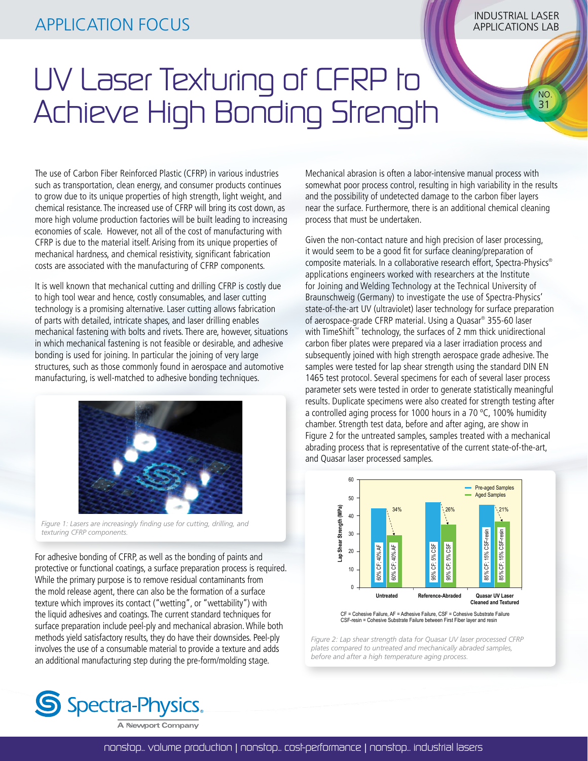APPLICATION FOCUS

INDUSTRIAL LASER APPLICATIONS LAB

NO. 31

# UV Laser Texturing of CFRP to Achieve High Bonding Strength

The use of Carbon Fiber Reinforced Plastic (CFRP) in various industries such as transportation, clean energy, and consumer products continues to grow due to its unique properties of high strength, light weight, and chemical resistance. The increased use of CFRP will bring its cost down, as more high volume production factories will be built leading to increasing economies of scale. However, not all of the cost of manufacturing with CFRP is due to the material itself. Arising from its unique properties of mechanical hardness, and chemical resistivity, significant fabrication costs are associated with the manufacturing of CFRP components.

It is well known that mechanical cutting and drilling CFRP is costly due to high tool wear and hence, costly consumables, and laser cutting technology is a promising alternative. Laser cutting allows fabrication of parts with detailed, intricate shapes, and laser drilling enables mechanical fastening with bolts and rivets. There are, however, situations in which mechanical fastening is not feasible or desirable, and adhesive bonding is used for joining. In particular the joining of very large structures, such as those commonly found in aerospace and automotive manufacturing, is well-matched to adhesive bonding techniques.

*Figure 1: Lasers are increasingly finding use for cutting, drilling, and texturing CFRP components.*

For adhesive bonding of CFRP, as well as the bonding of paints and protective or functional coatings, a surface preparation process is required. While the primary purpose is to remove residual contaminants from the mold release agent, there can also be the formation of a surface texture which improves its contact ("wetting", or "wettability") with the liquid adhesives and coatings. The current standard techniques for surface preparation include peel-ply and mechanical abrasion. While both methods yield satisfactory results, they do have their downsides. Peel-ply involves the use of a consumable material to provide a texture and adds an additional manufacturing step during the pre-form/molding stage.

Mechanical abrasion is often a labor-intensive manual process with somewhat poor process control, resulting in high variability in the results and the possibility of undetected damage to the carbon fiber layers near the surface. Furthermore, there is an additional chemical cleaning process that must be undertaken.

Given the non-contact nature and high precision of laser processing, it would seem to be a good fit for surface cleaning/preparation of composite materials. In a collaborative research effort, Spectra-Physics® applications engineers worked with researchers at the Institute for Joining and Welding Technology at the Technical University of Braunschweig (Germany) to investigate the use of Spectra-Physics' state-of-the-art UV (ultraviolet) laser technology for surface preparation of aerospace-grade CFRP material. Using a Quasar® 355-60 laser with TimeShift™ technology, the surfaces of 2 mm thick unidirectional carbon fiber plates were prepared via a laser irradiation process and subsequently joined with high strength aerospace grade adhesive. The samples were tested for lap shear strength using the standard DIN EN 1465 test protocol. Several specimens for each of several laser process parameter sets were tested in order to generate statistically meaningful results. Duplicate specimens were also created for strength testing after a controlled aging process for 1000 hours in a 70 °C, 100% humidity chamber. Strength test data, before and after aging, are show in Figure 2 for the untreated samples, samples treated with a mechanical abrading process that is representative of the current state-of-the-art, and Quasar laser processed samples.

Lap Shear Strength (MPa)
0 10 20 30 40 50 60
Pre-aged Samples
Aged Samples
Untreated: 60% CF; 40% AF | 60% CF; 40% AF | 34%
Reference-Abraded: 95% CF; 5% CSF | 95% CF; 5% CSF | 26%
Quasar UV Laser Cleaned and Textured: 85% CF; 15% CSF-resin | 85% CF; 15% CSF-resin | 21%

CF = Cohesive Failure, AF = Adhesive Failure, CSF = Cohesive Substrate Failure
CSF-resin = Cohesive Substrate Failure between First Fiber layer and resin

*Figure 2: Lap shear strength data for Quasar UV laser processed CFRP plates compared to untreated and mechanically abraded samples, before and after a high temperature aging process.*

Spectra-Physics. A Newport Company

nonstop... volume production | nonstop... cost-performance | nonstop... industrial lasers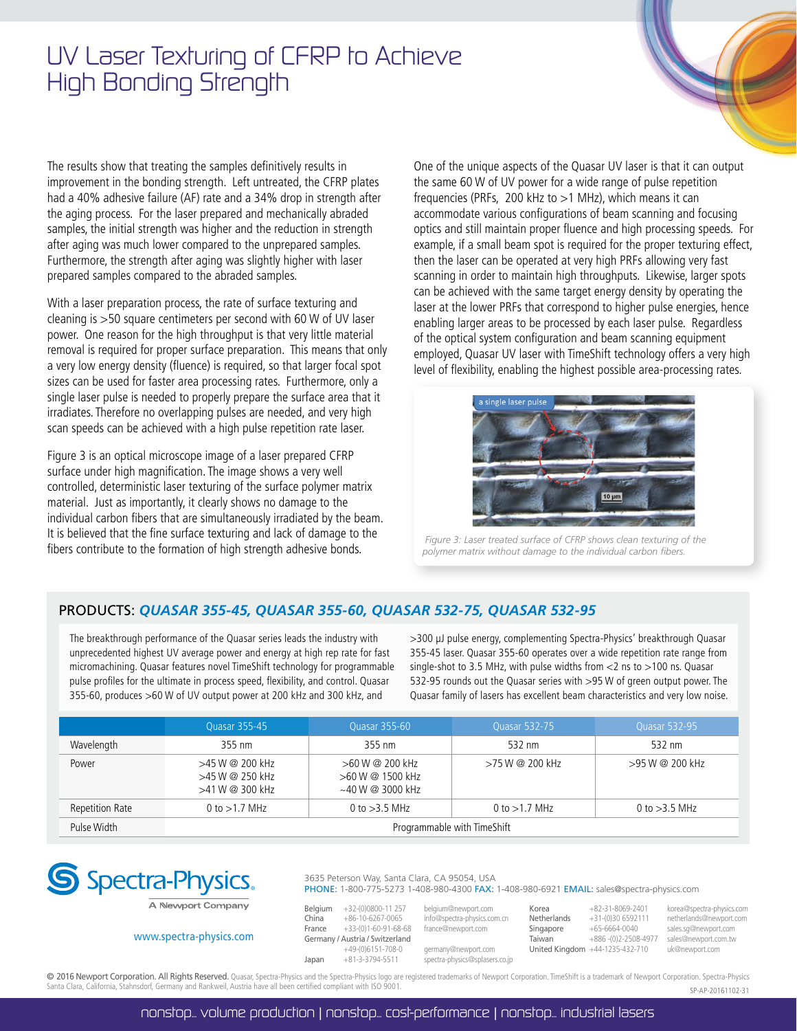// UV Laser Texturing of CFRP to Achieve High Bonding Strength

The results show that treating the samples definitively results in improvement in the bonding strength. Left untreated, the CFRP plates had a 40% adhesive failure (AF) rate and a 34% drop in strength after the aging process. For the laser prepared and mechanically abraded samples, the initial strength was higher and the reduction in strength after aging was much lower compared to the unprepared samples. Furthermore, the strength after aging was slightly higher with laser prepared samples compared to the abraded samples.

With a laser preparation process, the rate of surface texturing and cleaning is >50 square centimeters per second with 60 W of UV laser power. One reason for the high throughput is that very little material removal is required for proper surface preparation. This means that only a very low energy density (fluence) is required, so that larger focal spot sizes can be used for faster area processing rates. Furthermore, only a single laser pulse is needed to properly prepare the surface area that it irradiates. Therefore no overlapping pulses are needed, and very high scan speeds can be achieved with a high pulse repetition rate laser.

Figure 3 is an optical microscope image of a laser prepared CFRP surface under high magnification. The image shows a very well controlled, deterministic laser texturing of the surface polymer matrix material. Just as importantly, it clearly shows no damage to the individual carbon fibers that are simultaneously irradiated by the beam. It is believed that the fine surface texturing and lack of damage to the fibers contribute to the formation of high strength adhesive bonds.

One of the unique aspects of the Quasar UV laser is that it can output the same 60 W of UV power for a wide range of pulse repetition frequencies (PRFs, 200 kHz to >1 MHz), which means it can accommodate various configurations of beam scanning and focusing optics and still maintain proper fluence and high processing speeds. For example, if a small beam spot is required for the proper texturing effect, then the laser can be operated at very high PRFs allowing very fast scanning in order to maintain high throughputs. Likewise, larger spots can be achieved with the same target energy density by operating the laser at the lower PRFs that correspond to higher pulse energies, hence enabling larger areas to be processed by each laser pulse. Regardless of the optical system configuration and beam scanning equipment employed, Quasar UV laser with TimeShift technology offers a very high level of flexibility, enabling the highest possible area-processing rates.

a single laser pulse

10 µm

*Figure 3: Laser treated surface of CFRP shows clean texturing of the polymer matrix without damage to the individual carbon fibers.*

## PRODUCTS: *QUASAR 355-45, QUASAR 355-60, QUASAR 532-75, QUASAR 532-95*

The breakthrough performance of the Quasar series leads the industry with unprecedented highest UV average power and energy at high rep rate for fast micromachining. Quasar features novel TimeShift technology for programmable pulse profiles for the ultimate in process speed, flexibility, and control. Quasar 355-60, produces >60 W of UV output power at 200 kHz and 300 kHz, and >300 µJ pulse energy, complementing Spectra-Physics' breakthrough Quasar 355-45 laser. Quasar 355-60 operates over a wide repetition rate range from single-shot to 3.5 MHz, with pulse widths from <2 ns to >100 ns. Quasar 532-95 rounds out the Quasar series with >95 W of green output power. The Quasar family of lasers has excellent beam characteristics and very low noise.

| | Quasar 355-45 | Quasar 355-60 | Quasar 532-75 | Quasar 532-95 |
|---|---|---|---|---|
| Wavelength | 355 nm | 355 nm | 532 nm | 532 nm |
| Power | >45 W @ 200 kHz<br>>45 W @ 250 kHz<br>>41 W @ 300 kHz | >60 W @ 200 kHz<br>>60 W @ 1500 kHz<br>~40 W @ 3000 kHz | >75 W @ 200 kHz | >95 W @ 200 kHz |
| Repetition Rate | 0 to >1.7 MHz | 0 to >3.5 MHz | 0 to >1.7 MHz | 0 to >3.5 MHz |
| Pulse Width | Programmable with TimeShift | | | |

Spectra-Physics®
A Newport Company

www.spectra-physics.com

3635 Peterson Way, Santa Clara, CA 95054, USA
PHONE: 1-800-775-5273 1-408-980-4300 FAX: 1-408-980-6921 EMAIL: sales@spectra-physics.com

| | | |
|---|---|---|
| Belgium | +32-(0)0800-11 257 | belgium@newport.com |
| China | +86-10-6267-0065 | info@spectra-physics.com.cn |
| France | +33-(0)1-60-91-68-68 | france@newport.com |
| Germany / Austria / Switzerland | +49-(0)6151-708-0 | germany@newport.com |
| Japan | +81-3-3794-5511 | spectra-physics@splasers.co.jp |
| Korea | +82-31-8069-2401 | korea@spectra-physics.com |
| Netherlands | +31-(0)30 6592111 | netherlands@newport.com |
| Singapore | +65-6664-0040 | sales.sg@newport.com |
| Taiwan | +886 -(0)2-2508-4977 | sales@newport.com.tw |
| United Kingdom | +44-1235-432-710 | uk@newport.com |

© 2016 Newport Corporation. All Rights Reserved. Quasar, Spectra-Physics and the Spectra-Physics logo are registered trademarks of Newport Corporation. TimeShift is a trademark of Newport Corporation. Spectra-Physics Santa Clara, California, Stahnsdorf, Germany and Rankweil, Austria have all been certified compliant with ISO 9001.

SP-AP-20161102-31

nonstop... volume production | nonstop... cost-performance | nonstop... industrial lasers